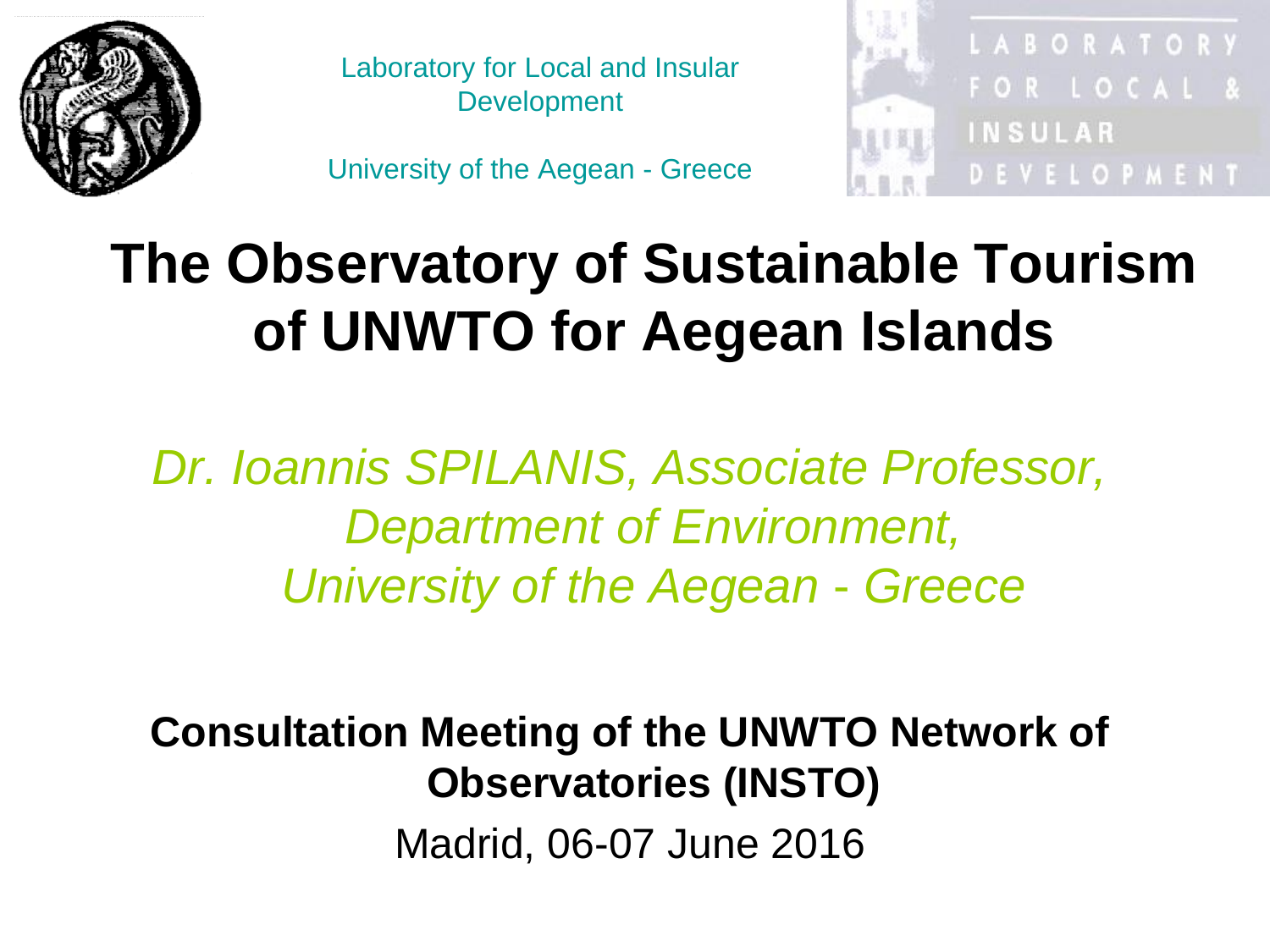Laboratory for Local and Insular Development

University of the Aegean - Greece

# The Observatory of Sustainable Tourism of UNWTO for Aegean Islands

*Dr. Ioannis SPILANIS, Associate Professor, Department of Environment, University of the Aegean - Greece*

**Consultation Meeting of the UNWTO Network of Observatories (INSTO)**

Madrid, 06-07 June 2016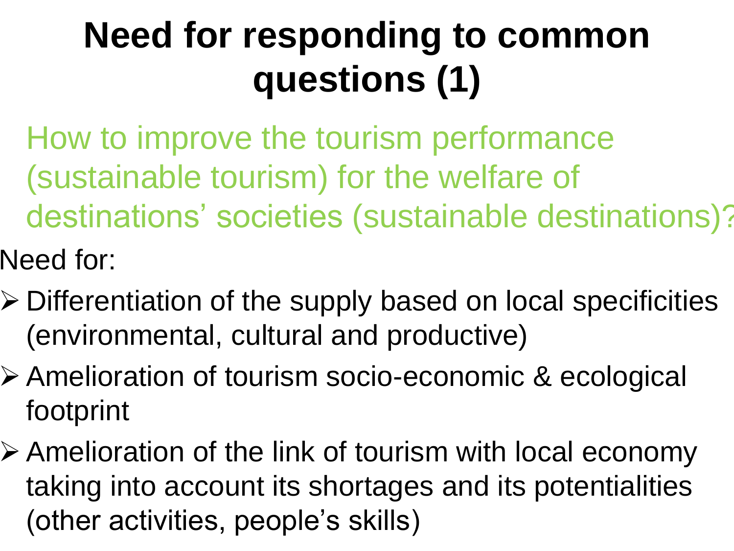# Need for responding to common questions (1)

How to improve the tourism performance (sustainable tourism) for the welfare of destinations' societies (sustainable destinations)?

Need for:

- Differentiation of the supply based on local specificities (environmental, cultural and productive)
- Amelioration of tourism socio-economic & ecological footprint
- Amelioration of the link of tourism with local economy taking into account its shortages and its potentialities (other activities, people's skills)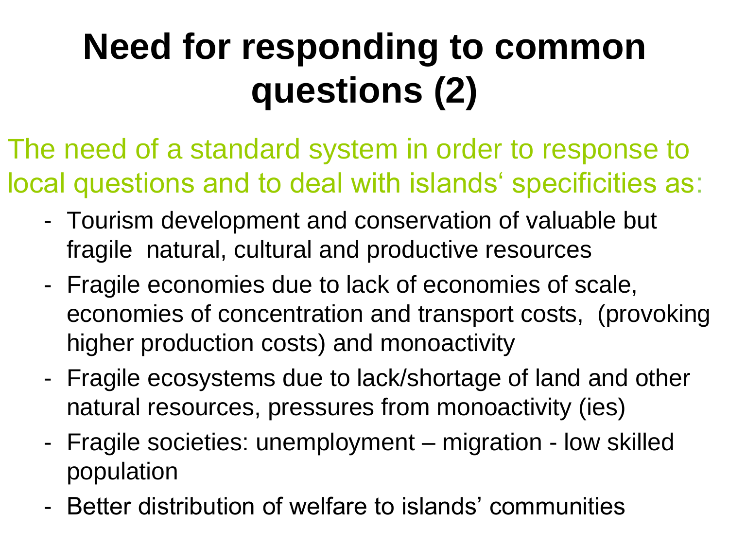# Need for responding to common questions (2)

The need of a standard system in order to response to local questions and to deal with islands‘ specificities as:

- Tourism development and conservation of valuable but fragile  natural, cultural and productive resources
- Fragile economies due to lack of economies of scale, economies of concentration and transport costs,  (provoking higher production costs) and monoactivity
- Fragile ecosystems due to lack/shortage of land and other natural resources, pressures from monoactivity (ies)
- Fragile societies: unemployment – migration - low skilled population
- Better distribution of welfare to islands’ communities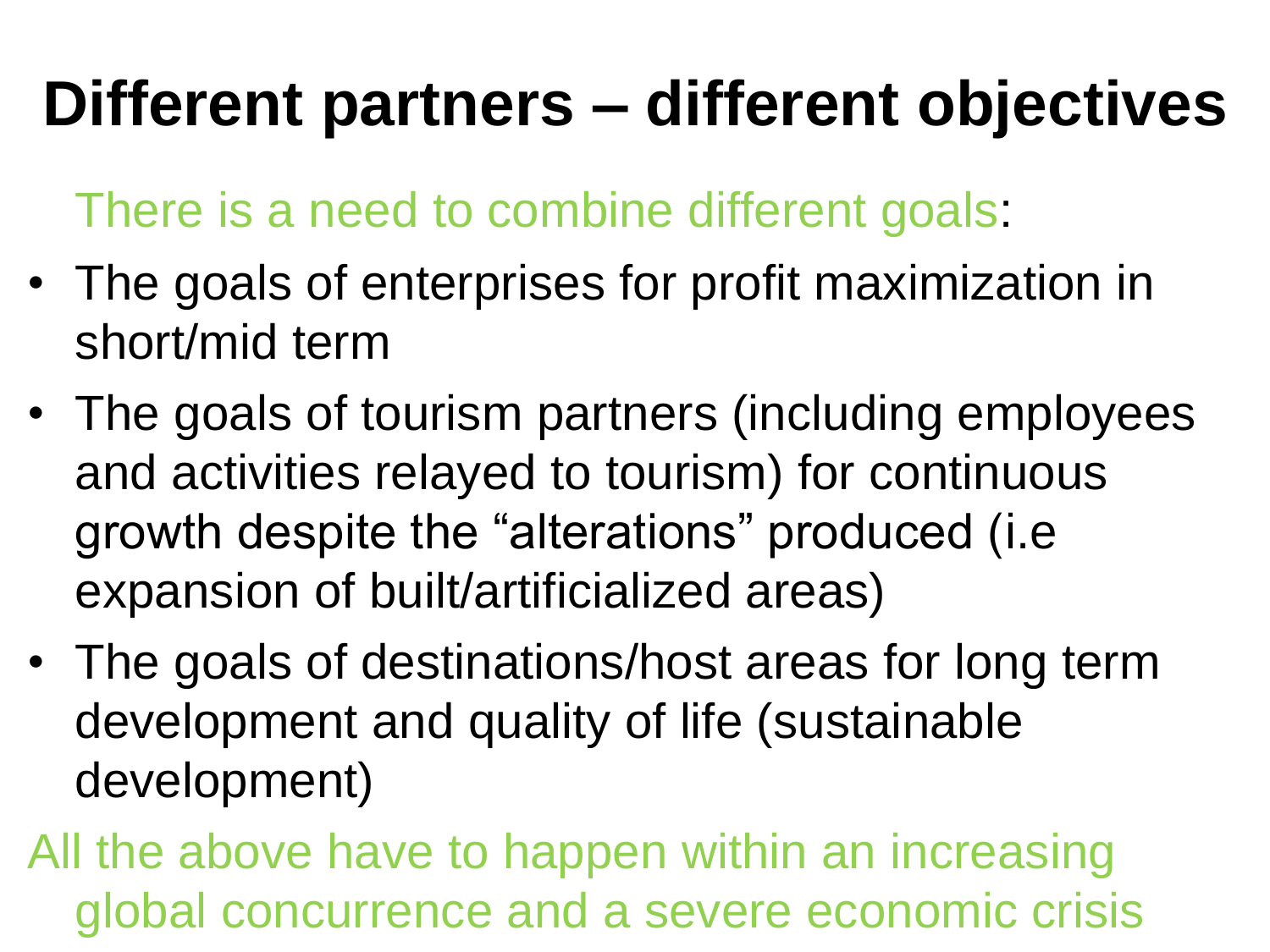# Different partners – different objectives

There is a need to combine different goals:

- The goals of enterprises for profit maximization in short/mid term
- The goals of tourism partners (including employees and activities relayed to tourism) for continuous growth despite the "alterations" produced (i.e expansion of built/artificialized areas)
- The goals of destinations/host areas for long term development and quality of life (sustainable development)

All the above have to happen within an increasing global concurrence and a severe economic crisis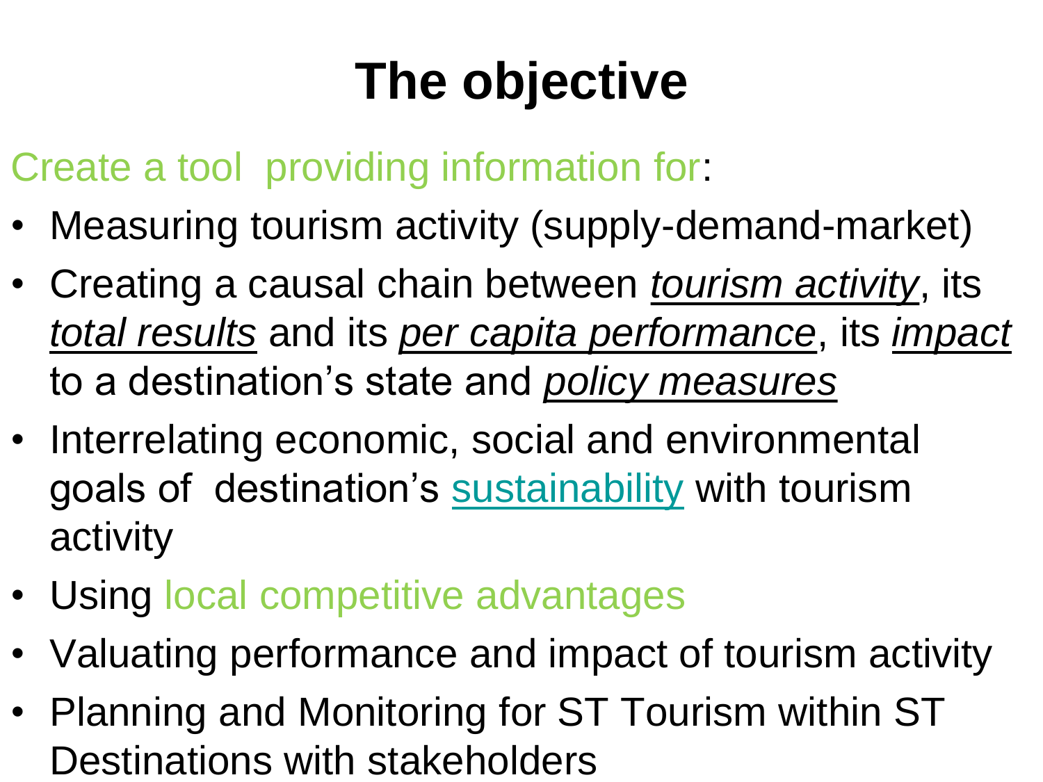# The objective

Create a tool providing information for:

- Measuring tourism activity (supply-demand-market)
- Creating a causal chain between *tourism activity*, its *total results* and its *per capita performance*, its *impact* to a destination's state and *policy measures*
- Interrelating economic, social and environmental goals of destination's sustainability with tourism activity
- Using local competitive advantages
- Valuating performance and impact of tourism activity
- Planning and Monitoring for ST Tourism within ST Destinations with stakeholders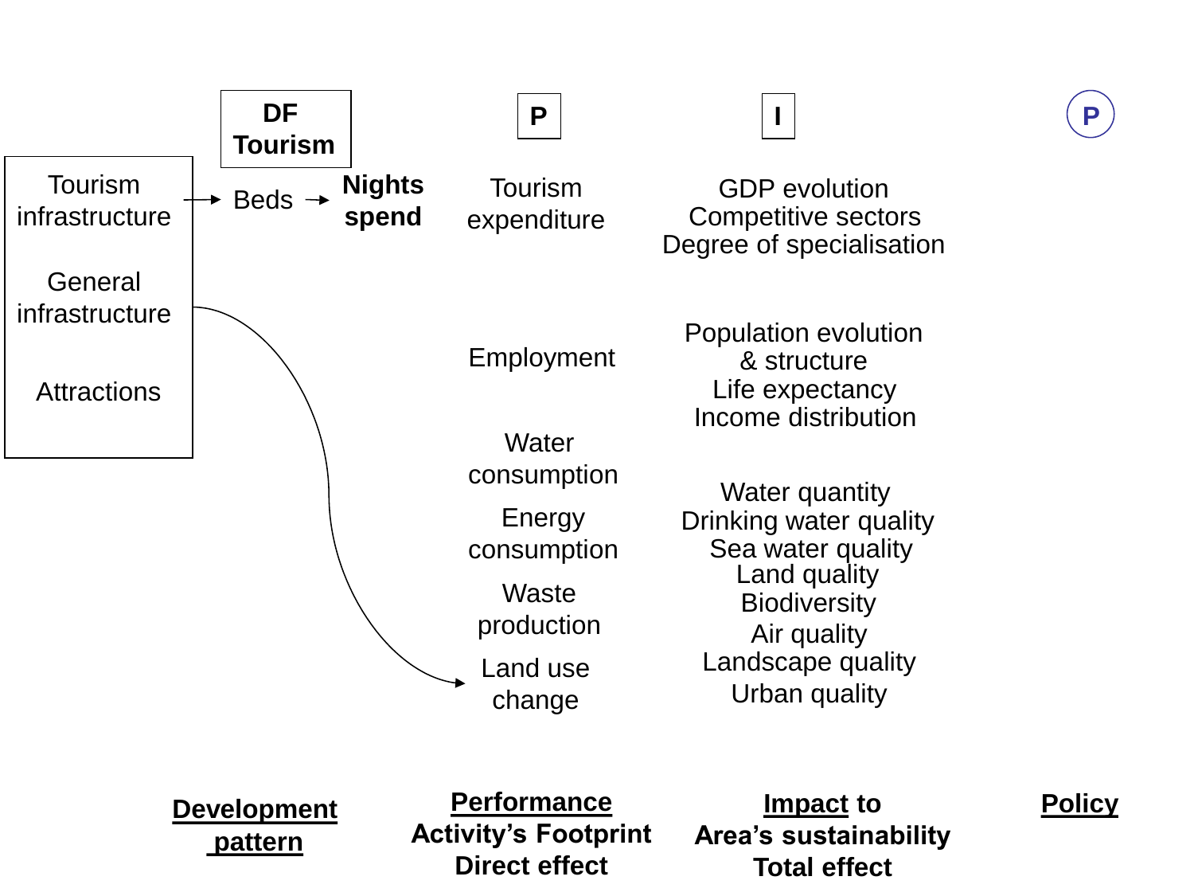| | **DF Tourism** | | **P** | **I** | **P** |
|---|---|---|---|---|---|
| Tourism infrastructure → | Beds → | **Nights spend** | Tourism expenditure | GDP evolution<br>Competitive sectors<br>Degree of specialisation | |
| General infrastructure | | | Employment | Population evolution & structure<br>Life expectancy<br>Income distribution | |
| Attractions | | | Water consumption<br>Energy consumption<br>Waste production<br>Land use change | Water quantity<br>Drinking water quality<br>Sea water quality<br>Land quality<br>Biodiversity<br>Air quality<br>Landscape quality<br>Urban quality | |
| | **Development pattern** | | **Performance**<br>**Activity's Footprint**<br>**Direct effect** | **Impact to Area's sustainability**<br>**Total effect** | **Policy** |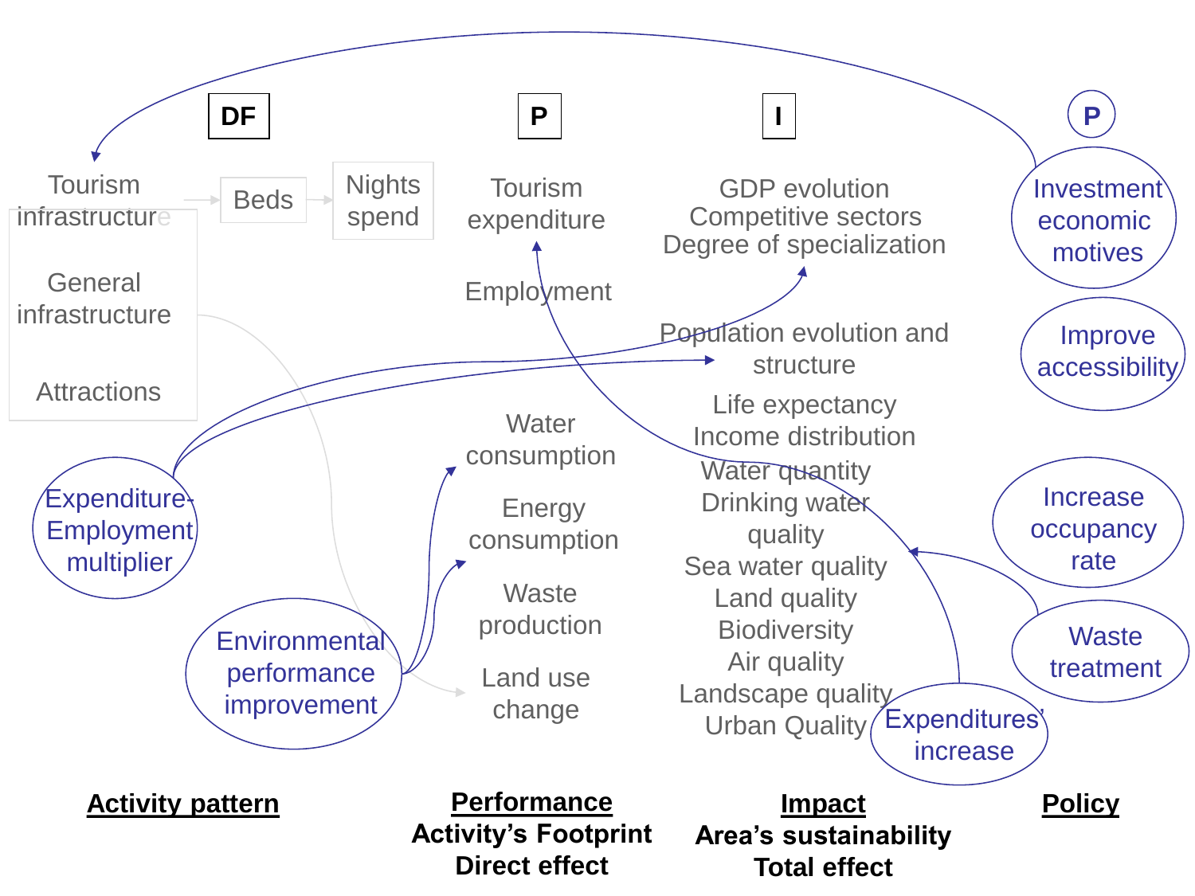DF P I P

Tourism infrastructure → Beds → Nights spend

General infrastructure

Attractions

Tourism expenditure

Employment

Water consumption

Energy consumption

Waste production

Land use change

GDP evolution
Competitive sectors
Degree of specialization

Population evolution and structure

Life expectancy
Income distribution
Water quantity
Drinking water quality
Sea water quality
Land quality
Biodiversity
Air quality
Landscape quality
Urban Quality

Investment economic motives

Improve accessibility

Increase occupancy rate

Waste treatment

Expenditures' increase

Expenditure-Employment multiplier

Environmental performance improvement

**Activity pattern**

**Performance**
**Activity's Footprint**
**Direct effect**

**Impact**
**Area's sustainability**
**Total effect**

**Policy**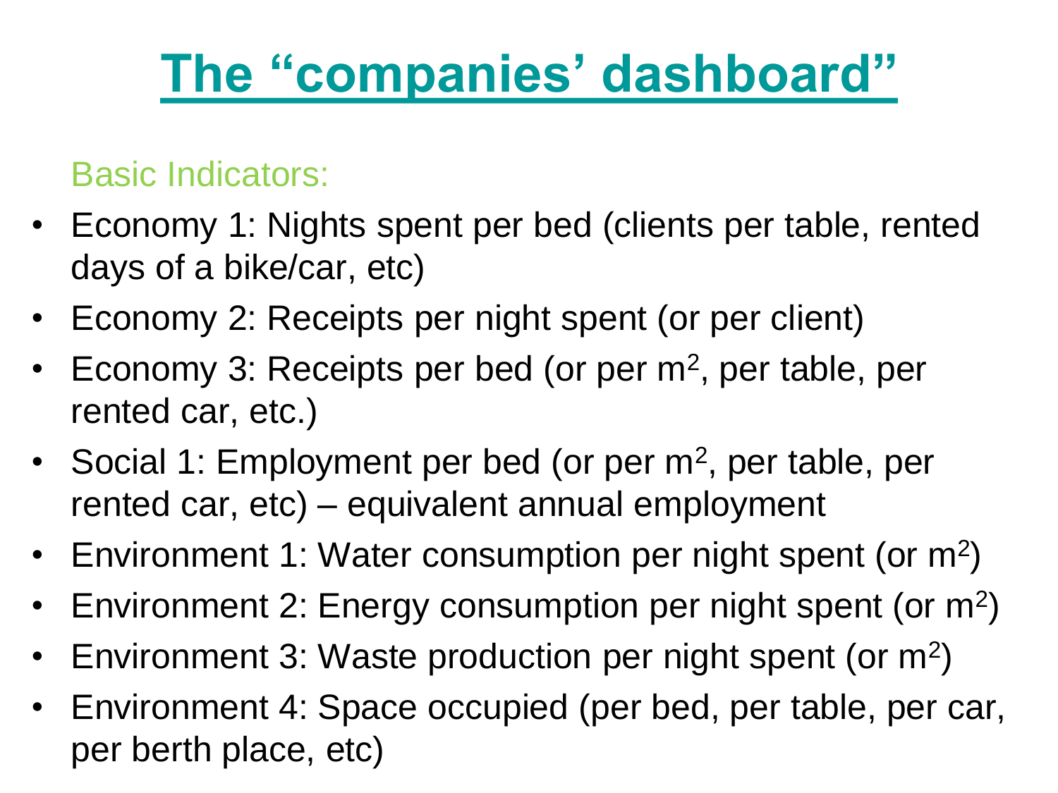# The "companies' dashboard"

Basic Indicators:

- Economy 1: Nights spent per bed (clients per table, rented days of a bike/car, etc)
- Economy 2: Receipts per night spent (or per client)
- Economy 3: Receipts per bed (or per $m^2$, per table, per rented car, etc.)
- Social 1: Employment per bed (or per $m^2$, per table, per rented car, etc) – equivalent annual employment
- Environment 1: Water consumption per night spent (or $m^2$)
- Environment 2: Energy consumption per night spent (or $m^2$)
- Environment 3: Waste production per night spent (or $m^2$)
- Environment 4: Space occupied (per bed, per table, per car, per berth place, etc)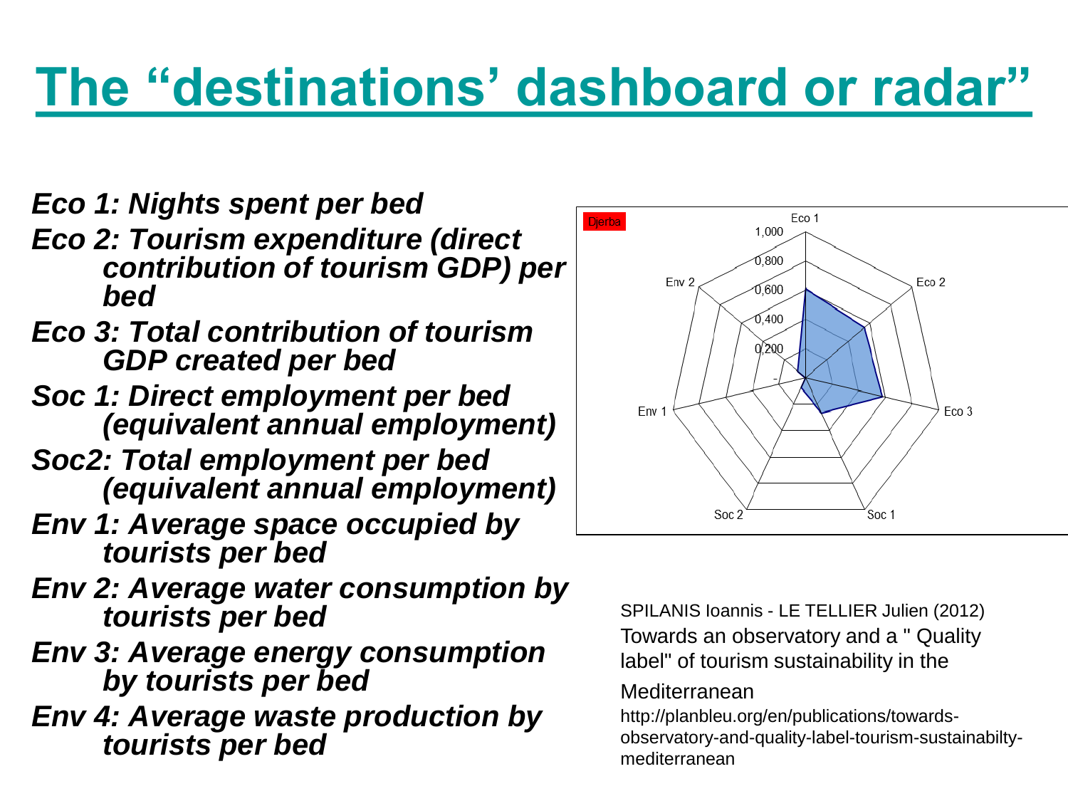# The "destinations' dashboard or radar"

- ***Eco 1: Nights spent per bed***
- ***Eco 2: Tourism expenditure (direct contribution of tourism GDP) per bed***
- ***Eco 3: Total contribution of tourism GDP created per bed***
- ***Soc 1: Direct employment per bed (equivalent annual employment)***
- ***Soc2: Total employment per bed (equivalent annual employment)***
- ***Env 1: Average space occupied by tourists per bed***
- ***Env 2: Average water consumption by tourists per bed***
- ***Env 3: Average energy consumption by tourists per bed***
- ***Env 4: Average waste production by tourists per bed***

SPILANIS Ioannis - LE TELLIER Julien (2012) Towards an observatory and a " Quality label" of tourism sustainability in the Mediterranean

http://planbleu.org/en/publications/towards-observatory-and-quality-label-tourism-sustainabilty-mediterranean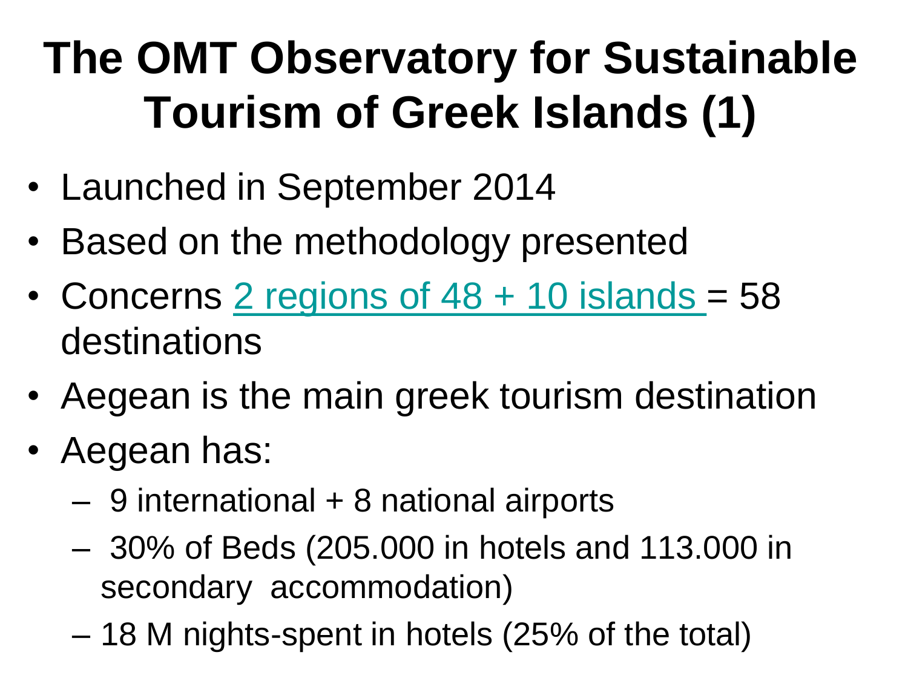# The OMT Observatory for Sustainable Tourism of Greek Islands (1)

- Launched in September 2014
- Based on the methodology presented
- Concerns 2 regions of 48 + 10 islands = 58 destinations
- Aegean is the main greek tourism destination
- Aegean has:
  - 9 international + 8 national airports
  - 30% of Beds (205.000 in hotels and 113.000 in secondary accommodation)
  - 18 M nights-spent in hotels (25% of the total)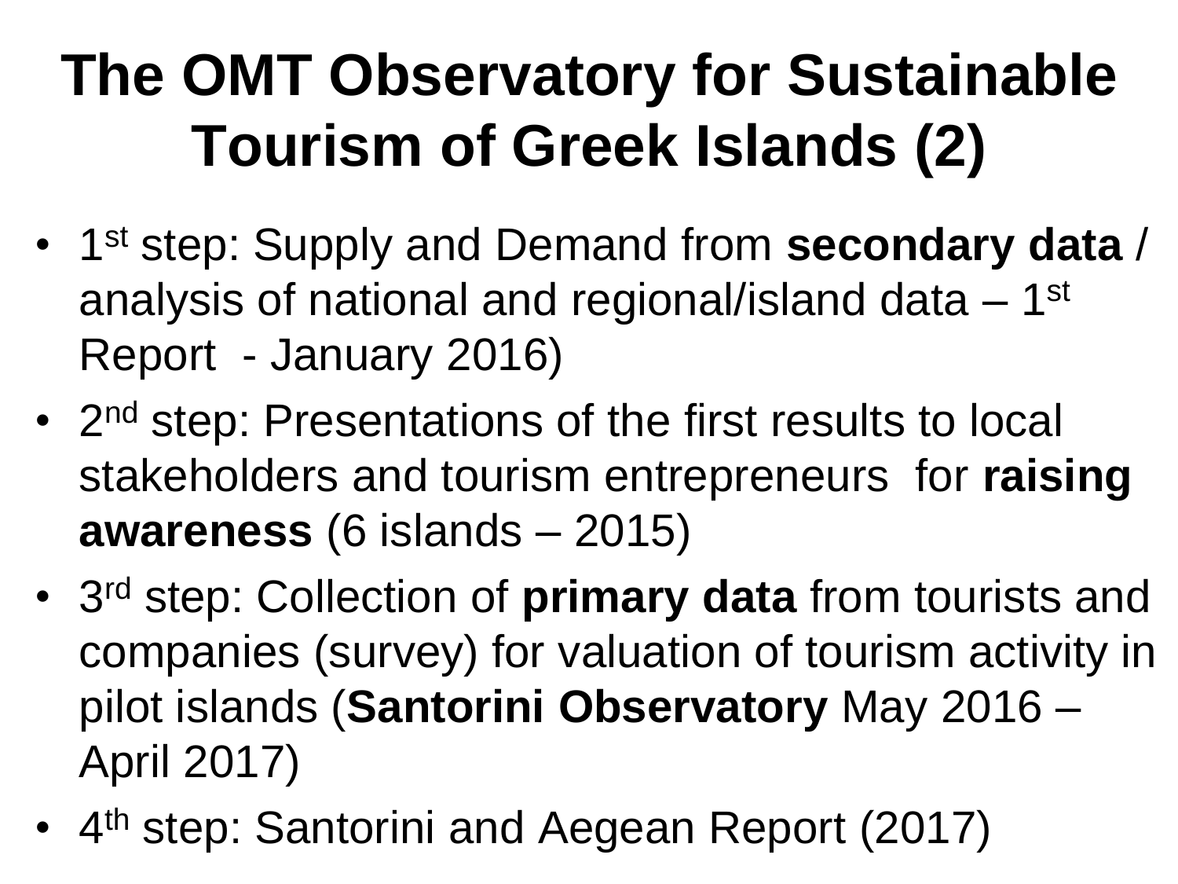# The OMT Observatory for Sustainable Tourism of Greek Islands (2)

- 1st step: Supply and Demand from **secondary data** / analysis of national and regional/island data – 1st Report - January 2016)
- 2nd step: Presentations of the first results to local stakeholders and tourism entrepreneurs for **raising awareness** (6 islands – 2015)
- 3rd step: Collection of **primary data** from tourists and companies (survey) for valuation of tourism activity in pilot islands (**Santorini Observatory** May 2016 – April 2017)
- 4th step: Santorini and Aegean Report (2017)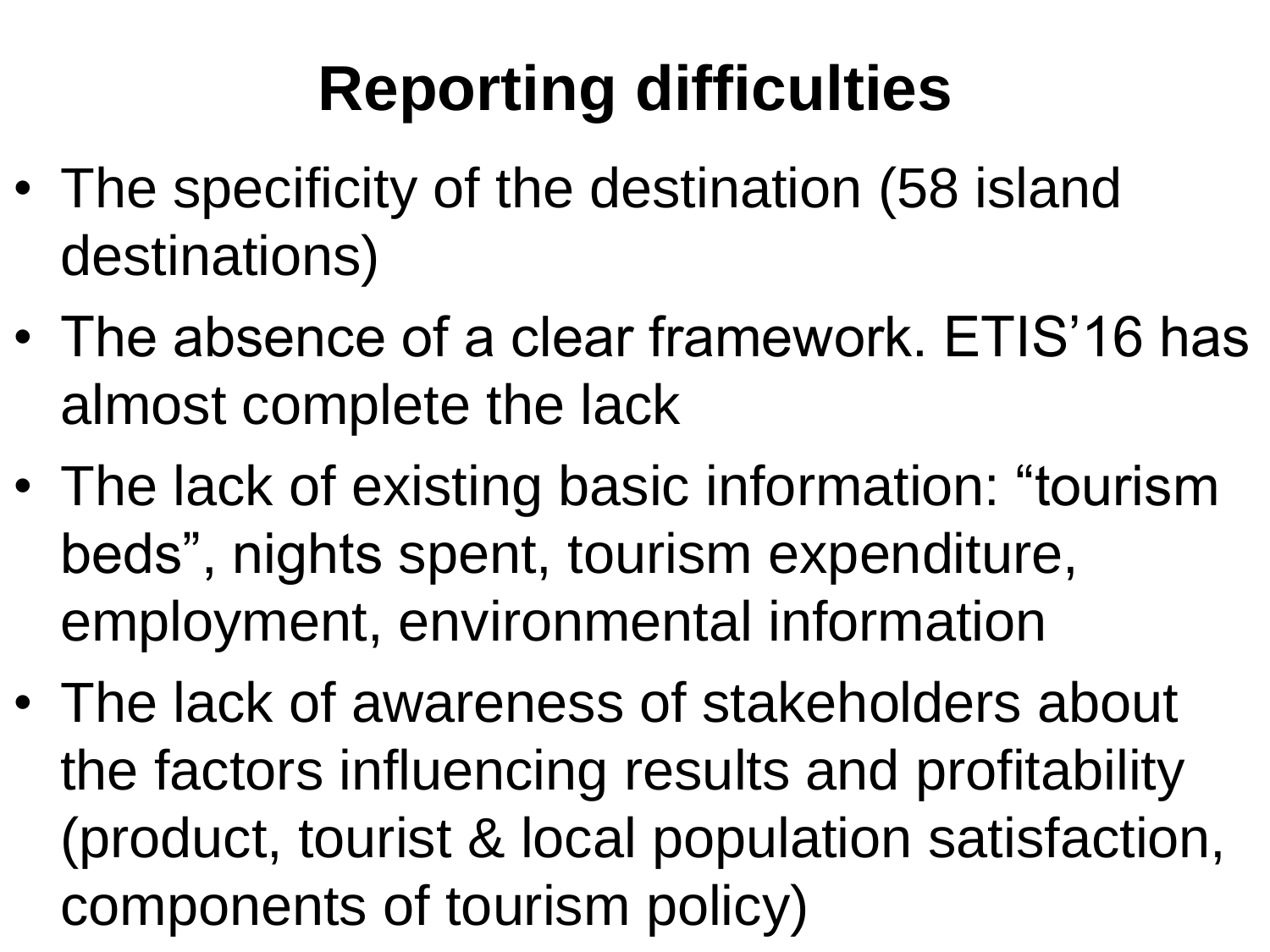# Reporting difficulties

- The specificity of the destination (58 island destinations)
- The absence of a clear framework. ETIS’16 has almost complete the lack
- The lack of existing basic information: “tourism beds”, nights spent, tourism expenditure, employment, environmental information
- The lack of awareness of stakeholders about the factors influencing results and profitability (product, tourist & local population satisfaction, components of tourism policy)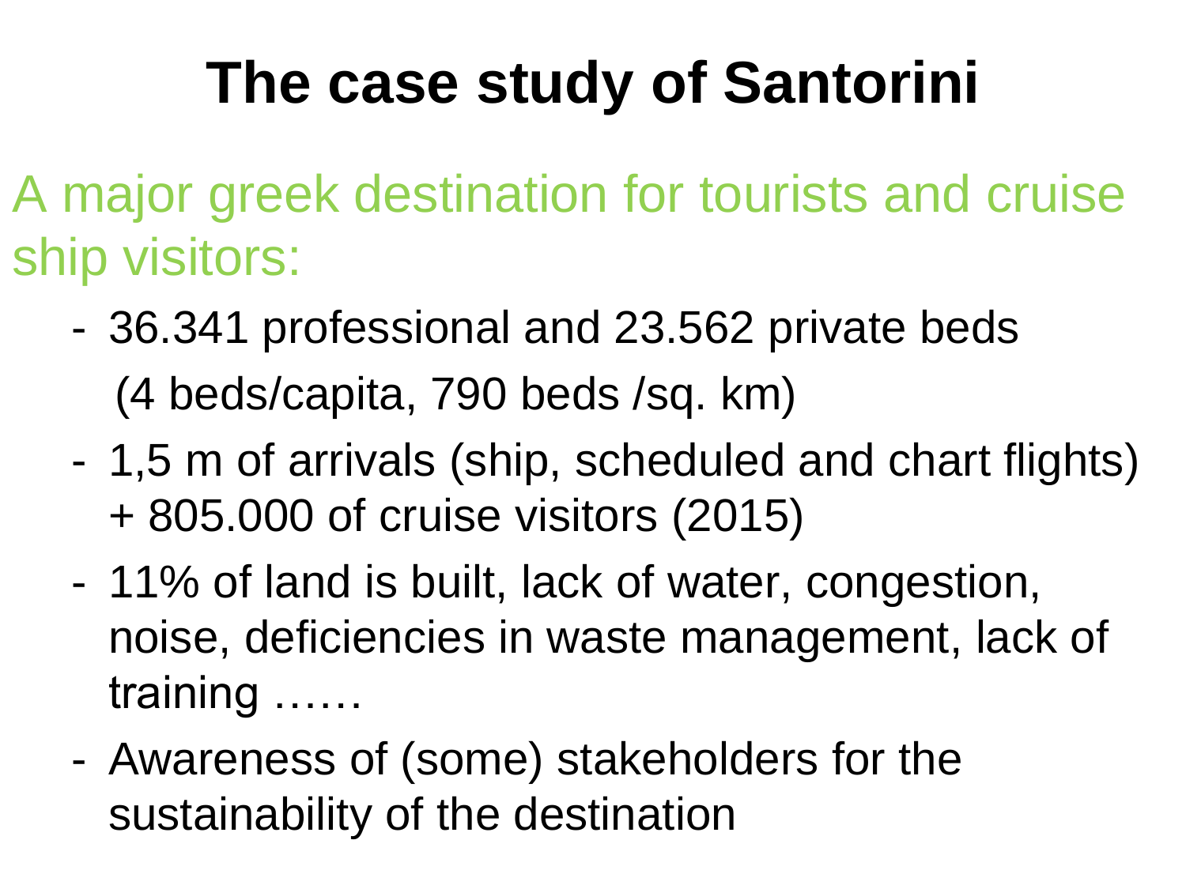# The case study of Santorini

A major greek destination for tourists and cruise ship visitors:

- 36.341 professional and 23.562 private beds (4 beds/capita, 790 beds /sq. km)
- 1,5 m of arrivals (ship, scheduled and chart flights) + 805.000 of cruise visitors (2015)
- 11% of land is built, lack of water, congestion, noise, deficiencies in waste management, lack of training ……
- Awareness of (some) stakeholders for the sustainability of the destination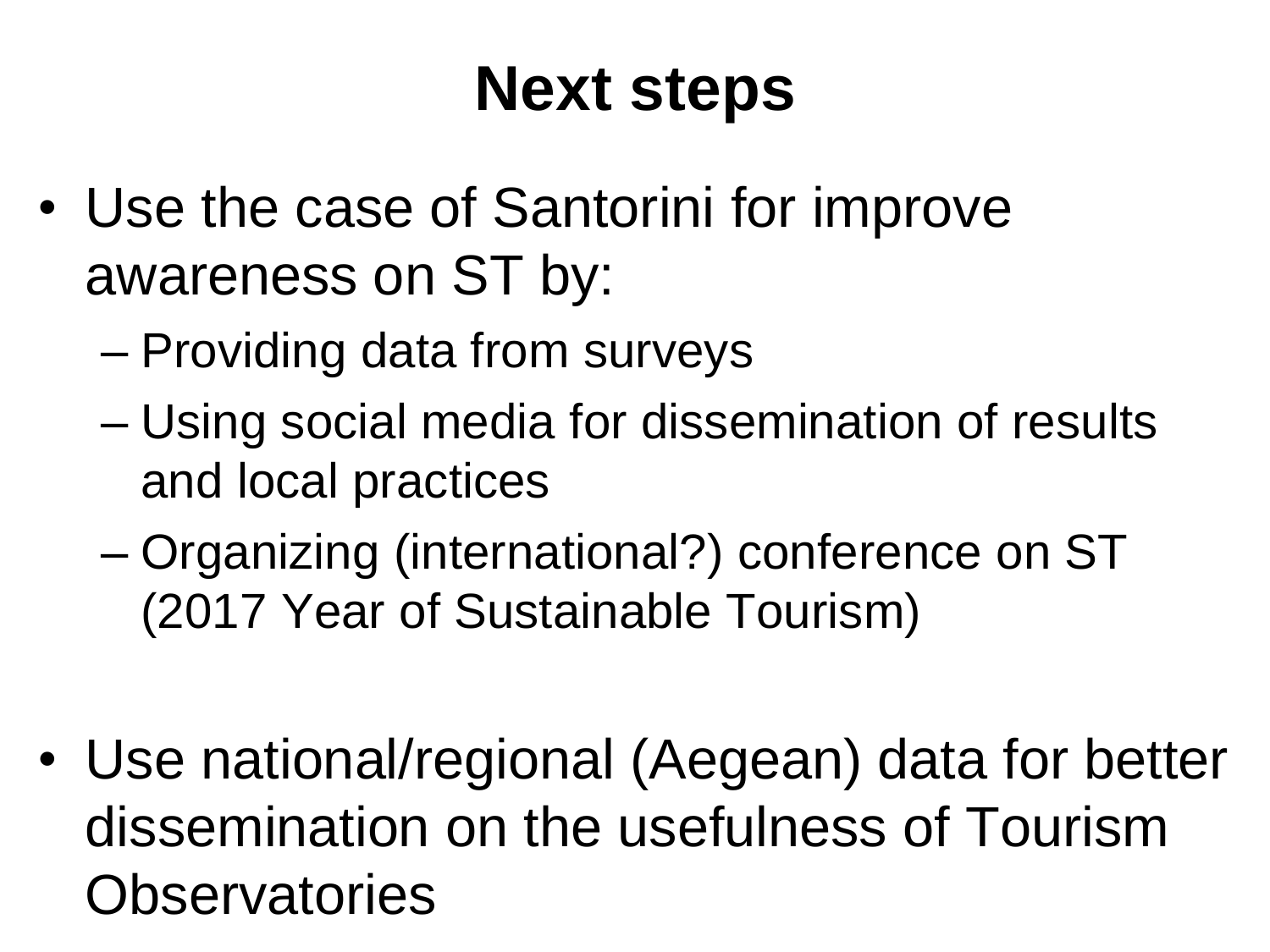# Next steps

- Use the case of Santorini for improve awareness on ST by:
  - Providing data from surveys
  - Using social media for dissemination of results and local practices
  - Organizing (international?) conference on ST (2017 Year of Sustainable Tourism)

- Use national/regional (Aegean) data for better dissemination on the usefulness of Tourism Observatories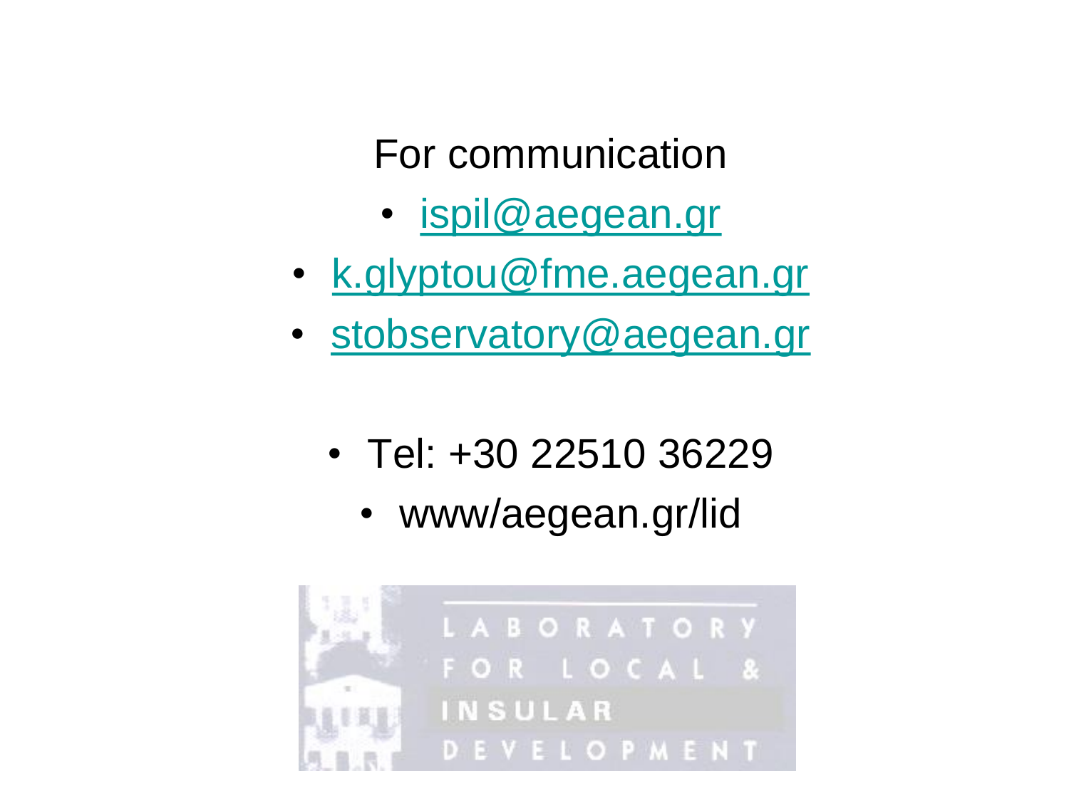For communication

- ispil@aegean.gr
- k.glyptou@fme.aegean.gr
- stobservatory@aegean.gr

- Tel: +30 22510 36229
- www/aegean.gr/lid

LABORATORY FOR LOCAL & INSULAR DEVELOPMENT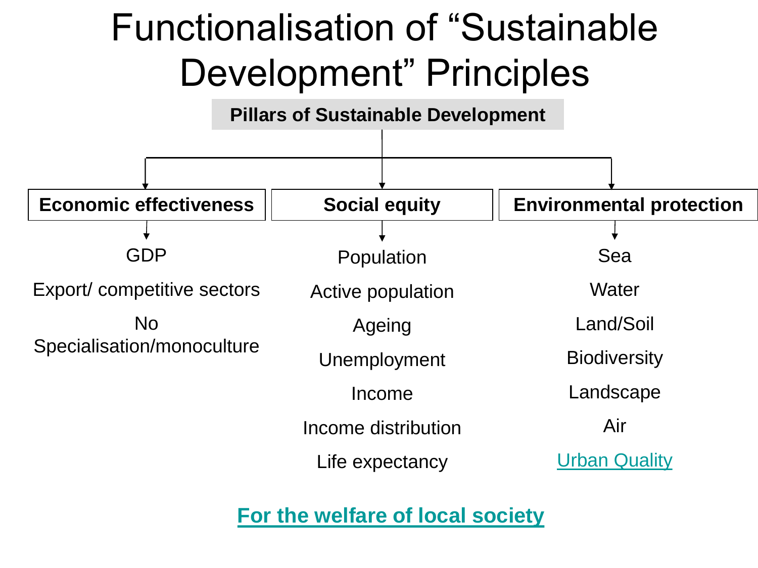# Functionalisation of "Sustainable Development" Principles

**Pillars of Sustainable Development**

| **Economic effectiveness** | **Social equity** | **Environmental protection** |
| --- | --- | --- |
| GDP | Population | Sea |
| Export/ competitive sectors | Active population | Water |
| No Specialisation/monoculture | Ageing | Land/Soil |
| | Unemployment | Biodiversity |
| | Income | Landscape |
| | Income distribution | Air |
| | Life expectancy | Urban Quality |

**For the welfare of local society**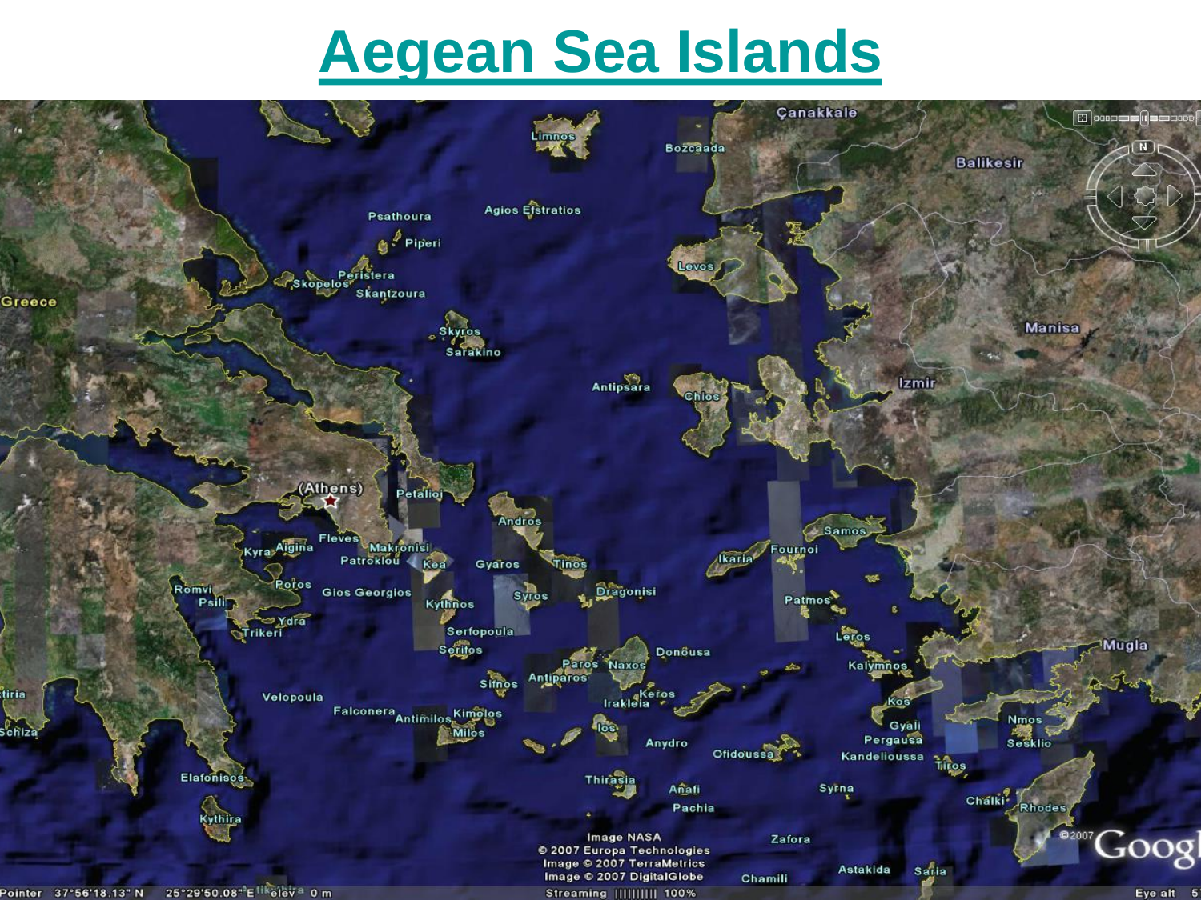# Aegean Sea Islands

Çanakkale
Limnos
Bozcaada
Balikesir
Agios Efstratios
Psathoura
Piperi
Lesvos
Peristera
Skopelos
Skantzoura
Greece
Manisa
Skyros
Sarakino
Izmir
Antipsara
Chios
(Athens)
Petalioi
Andros
Samos
Fleves
Aigina
Makronisi
Ikaria
Fournoi
Kyra
Patroklou
Kea
Gyaros
Tinos
Poros
Romvi
Gios Georgios
Syros
Dragonisi
Psili
Kythnos
Patmos
Ydra
Trikeri
Serfopoula
Leros
Serifos
Mugla
Paros
Naxos
Donousa
Kalymnos
Sifnos
Antiparos
Keros
tiria
Velopoula
Irakleia
Kos
Falconera
Kimolos
Antimilos
Schiza
Milos
Gyali
Nmos
Ios
Pergausa
Sesklio
Anydro
Ofidoussa
Kandelioussa
Tiros
Elafonisos
Thirasia
Anafi
Syrna
Chalki
Rhodes
Kythira
Pachia
Image NASA
© 2007 Europa Technologies
Image © 2007 TerraMetrics
Image © 2007 DigitalGlobe
Zafora
©2007 Google
Astakida
Saria
Chamili
Pointer 37°56'18.13" N 25°29'50.08" E elev 0 m
Streaming |||||||||| 100%
Eye alt